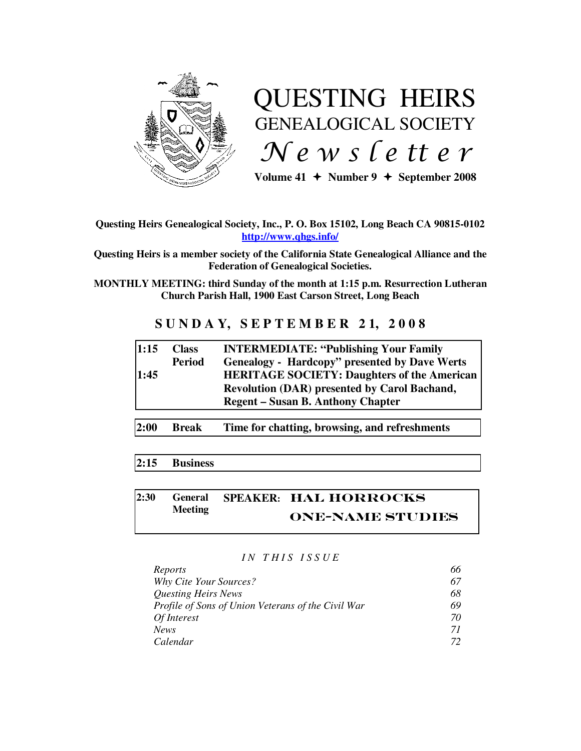# QUESTING HEIRS
## GENEALOGICAL SOCIETY
## *Newsletter*

**Volume 41 ✦ Number 9 ✦ September 2008**

**Questing Heirs Genealogical Society, Inc., P. O. Box 15102, Long Beach CA 90815-0102**
**http://www.qhgs.info/**

**Questing Heirs is a member society of the California State Genealogical Alliance and the Federation of Genealogical Societies.**

**MONTHLY MEETING: third Sunday of the month at 1:15 p.m. Resurrection Lutheran Church Parish Hall, 1900 East Carson Street, Long Beach**

## SUNDAY, SEPTEMBER 21, 2008

| | | |
|---|---|---|
| **1:15** | **Class Period** | **INTERMEDIATE: "Publishing Your Family Genealogy - Hardcopy" presented by Dave Werts** |
| **1:45** | | **HERITAGE SOCIETY: Daughters of the American Revolution (DAR) presented by Carol Bachand, Regent – Susan B. Anthony Chapter** |

| | | |
|---|---|---|
| **2:00** | **Break** | **Time for chatting, browsing, and refreshments** |

| | |
|---|---|
| **2:15** | **Business** |

| | | |
|---|---|---|
| **2:30** | **General Meeting** | **SPEAKER: HAL HORROCKS** **ONE-NAME STUDIES** |

*IN THIS ISSUE*

| | |
|---|---|
| *Reports* | *66* |
| *Why Cite Your Sources?* | *67* |
| *Questing Heirs News* | *68* |
| *Profile of Sons of Union Veterans of the Civil War* | *69* |
| *Of Interest* | *70* |
| *News* | *71* |
| *Calendar* | *72* |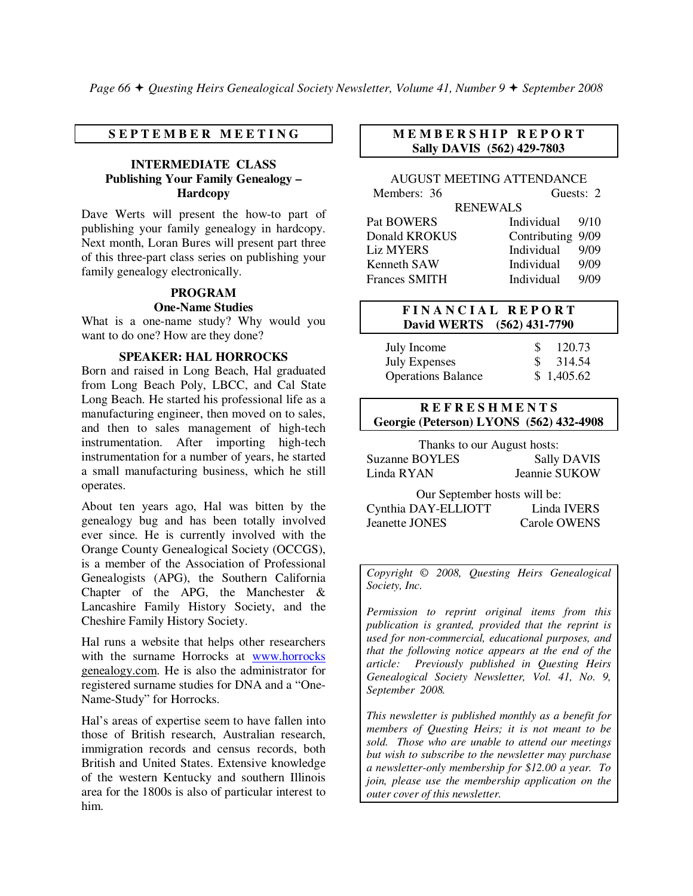## SEPTEMBER MEETING

### INTERMEDIATE CLASS
**Publishing Your Family Genealogy – Hardcopy**

Dave Werts will present the how-to part of publishing your family genealogy in hardcopy. Next month, Loran Bures will present part three of this three-part class series on publishing your family genealogy electronically.

### PROGRAM
**One-Name Studies**

What is a one-name study? Why would you want to do one? How are they done?

### SPEAKER: HAL HORROCKS

Born and raised in Long Beach, Hal graduated from Long Beach Poly, LBCC, and Cal State Long Beach. He started his professional life as a manufacturing engineer, then moved on to sales, and then to sales management of high-tech instrumentation. After importing high-tech instrumentation for a number of years, he started a small manufacturing business, which he still operates.

About ten years ago, Hal was bitten by the genealogy bug and has been totally involved ever since. He is currently involved with the Orange County Genealogical Society (OCCGS), is a member of the Association of Professional Genealogists (APG), the Southern California Chapter of the APG, the Manchester & Lancashire Family History Society, and the Cheshire Family History Society.

Hal runs a website that helps other researchers with the surname Horrocks at www.horrocksgenealogy.com. He is also the administrator for registered surname studies for DNA and a "One-Name-Study" for Horrocks.

Hal's areas of expertise seem to have fallen into those of British research, Australian research, immigration records and census records, both British and United States. Extensive knowledge of the western Kentucky and southern Illinois area for the 1800s is also of particular interest to him.

## MEMBERSHIP REPORT
**Sally DAVIS (562) 429-7803**

AUGUST MEETING ATTENDANCE

Members: 36 Guests: 2

RENEWALS

| | | |
|---|---|---|
| Pat BOWERS | Individual | 9/10 |
| Donald KROKUS | Contributing | 9/09 |
| Liz MYERS | Individual | 9/09 |
| Kenneth SAW | Individual | 9/09 |
| Frances SMITH | Individual | 9/09 |

## FINANCIAL REPORT
**David WERTS (562) 431-7790**

| | |
|---|---|
| July Income | $ 120.73 |
| July Expenses | $ 314.54 |
| Operations Balance | $ 1,405.62 |

## REFRESHMENTS
**Georgie (Peterson) LYONS (562) 432-4908**

Thanks to our August hosts:

| | |
|---|---|
| Suzanne BOYLES | Sally DAVIS |
| Linda RYAN | Jeannie SUKOW |

Our September hosts will be:

| | |
|---|---|
| Cynthia DAY-ELLIOTT | Linda IVERS |
| Jeanette JONES | Carole OWENS |

*Copyright © 2008, Questing Heirs Genealogical Society, Inc.*

*Permission to reprint original items from this publication is granted, provided that the reprint is used for non-commercial, educational purposes, and that the following notice appears at the end of the article: Previously published in Questing Heirs Genealogical Society Newsletter, Vol. 41, No. 9, September 2008.*

*This newsletter is published monthly as a benefit for members of Questing Heirs; it is not meant to be sold. Those who are unable to attend our meetings but wish to subscribe to the newsletter may purchase a newsletter-only membership for $12.00 a year. To join, please use the membership application on the outer cover of this newsletter.*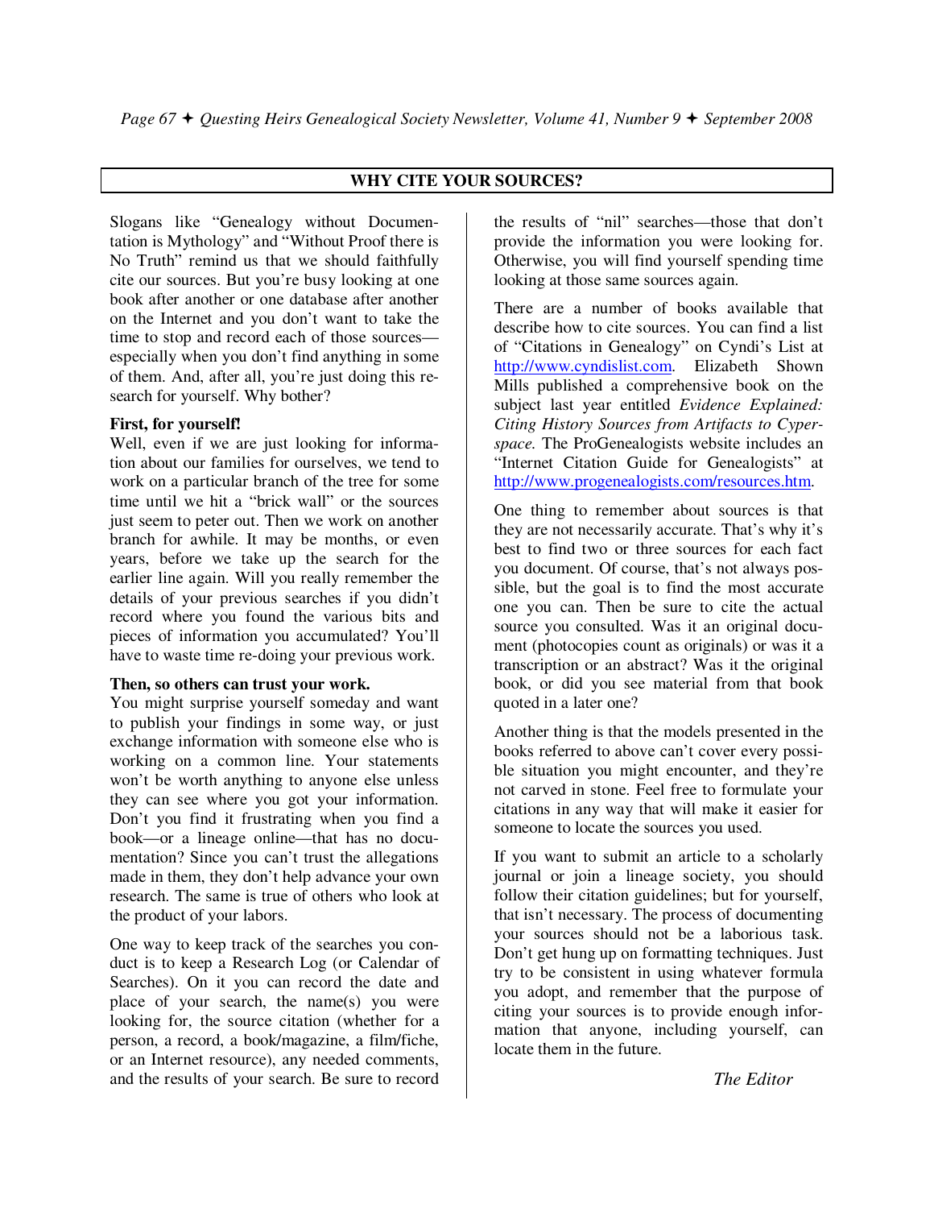## WHY CITE YOUR SOURCES?

Slogans like "Genealogy without Documentation is Mythology" and "Without Proof there is No Truth" remind us that we should faithfully cite our sources. But you're busy looking at one book after another or one database after another on the Internet and you don't want to take the time to stop and record each of those sources—especially when you don't find anything in some of them. And, after all, you're just doing this research for yourself. Why bother?

**First, for yourself!**
Well, even if we are just looking for information about our families for ourselves, we tend to work on a particular branch of the tree for some time until we hit a "brick wall" or the sources just seem to peter out. Then we work on another branch for awhile. It may be months, or even years, before we take up the search for the earlier line again. Will you really remember the details of your previous searches if you didn't record where you found the various bits and pieces of information you accumulated? You'll have to waste time re-doing your previous work.

**Then, so others can trust your work.**
You might surprise yourself someday and want to publish your findings in some way, or just exchange information with someone else who is working on a common line. Your statements won't be worth anything to anyone else unless they can see where you got your information. Don't you find it frustrating when you find a book—or a lineage online—that has no documentation? Since you can't trust the allegations made in them, they don't help advance your own research. The same is true of others who look at the product of your labors.

One way to keep track of the searches you conduct is to keep a Research Log (or Calendar of Searches). On it you can record the date and place of your search, the name(s) you were looking for, the source citation (whether for a person, a record, a book/magazine, a film/fiche, or an Internet resource), any needed comments, and the results of your search. Be sure to record the results of "nil" searches—those that don't provide the information you were looking for. Otherwise, you will find yourself spending time looking at those same sources again.

There are a number of books available that describe how to cite sources. You can find a list of "Citations in Genealogy" on Cyndi's List at http://www.cyndislist.com. Elizabeth Shown Mills published a comprehensive book on the subject last year entitled *Evidence Explained: Citing History Sources from Artifacts to Cyperspace.* The ProGenealogists website includes an "Internet Citation Guide for Genealogists" at http://www.progenealogists.com/resources.htm.

One thing to remember about sources is that they are not necessarily accurate. That's why it's best to find two or three sources for each fact you document. Of course, that's not always possible, but the goal is to find the most accurate one you can. Then be sure to cite the actual source you consulted. Was it an original document (photocopies count as originals) or was it a transcription or an abstract? Was it the original book, or did you see material from that book quoted in a later one?

Another thing is that the models presented in the books referred to above can't cover every possible situation you might encounter, and they're not carved in stone. Feel free to formulate your citations in any way that will make it easier for someone to locate the sources you used.

If you want to submit an article to a scholarly journal or join a lineage society, you should follow their citation guidelines; but for yourself, that isn't necessary. The process of documenting your sources should not be a laborious task. Don't get hung up on formatting techniques. Just try to be consistent in using whatever formula you adopt, and remember that the purpose of citing your sources is to provide enough information that anyone, including yourself, can locate them in the future.

*The Editor*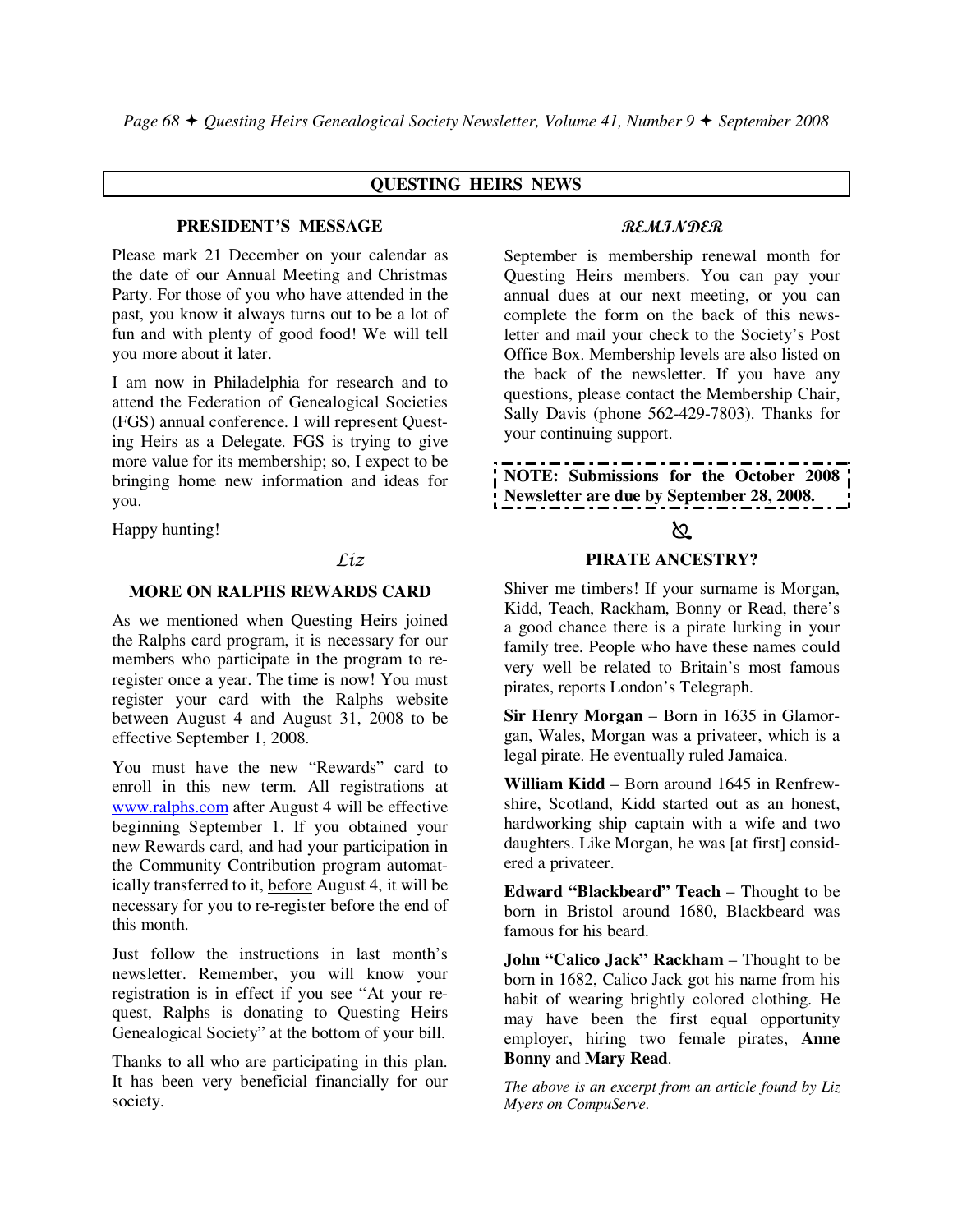## QUESTING HEIRS NEWS

### PRESIDENT'S MESSAGE

Please mark 21 December on your calendar as the date of our Annual Meeting and Christmas Party. For those of you who have attended in the past, you know it always turns out to be a lot of fun and with plenty of good food! We will tell you more about it later.

I am now in Philadelphia for research and to attend the Federation of Genealogical Societies (FGS) annual conference. I will represent Questing Heirs as a Delegate. FGS is trying to give more value for its membership; so, I expect to be bringing home new information and ideas for you.

Happy hunting!

*Liz*

### MORE ON RALPHS REWARDS CARD

As we mentioned when Questing Heirs joined the Ralphs card program, it is necessary for our members who participate in the program to re-register once a year. The time is now! You must register your card with the Ralphs website between August 4 and August 31, 2008 to be effective September 1, 2008.

You must have the new "Rewards" card to enroll in this new term. All registrations at www.ralphs.com after August 4 will be effective beginning September 1. If you obtained your new Rewards card, and had your participation in the Community Contribution program automatically transferred to it, before August 4, it will be necessary for you to re-register before the end of this month.

Just follow the instructions in last month's newsletter. Remember, you will know your registration is in effect if you see "At your request, Ralphs is donating to Questing Heirs Genealogical Society" at the bottom of your bill.

Thanks to all who are participating in this plan. It has been very beneficial financially for our society.

### *REMINDER*

September is membership renewal month for Questing Heirs members. You can pay your annual dues at our next meeting, or you can complete the form on the back of this newsletter and mail your check to the Society's Post Office Box. Membership levels are also listed on the back of the newsletter. If you have any questions, please contact the Membership Chair, Sally Davis (phone 562-429-7803). Thanks for your continuing support.

**NOTE: Submissions for the October 2008 Newsletter are due by September 28, 2008.**

### PIRATE ANCESTRY?

Shiver me timbers! If your surname is Morgan, Kidd, Teach, Rackham, Bonny or Read, there's a good chance there is a pirate lurking in your family tree. People who have these names could very well be related to Britain's most famous pirates, reports London's Telegraph.

**Sir Henry Morgan** – Born in 1635 in Glamorgan, Wales, Morgan was a privateer, which is a legal pirate. He eventually ruled Jamaica.

**William Kidd** – Born around 1645 in Renfrewshire, Scotland, Kidd started out as an honest, hardworking ship captain with a wife and two daughters. Like Morgan, he was [at first] considered a privateer.

**Edward "Blackbeard" Teach** – Thought to be born in Bristol around 1680, Blackbeard was famous for his beard.

**John "Calico Jack" Rackham** – Thought to be born in 1682, Calico Jack got his name from his habit of wearing brightly colored clothing. He may have been the first equal opportunity employer, hiring two female pirates, **Anne Bonny** and **Mary Read**.

*The above is an excerpt from an article found by Liz Myers on CompuServe.*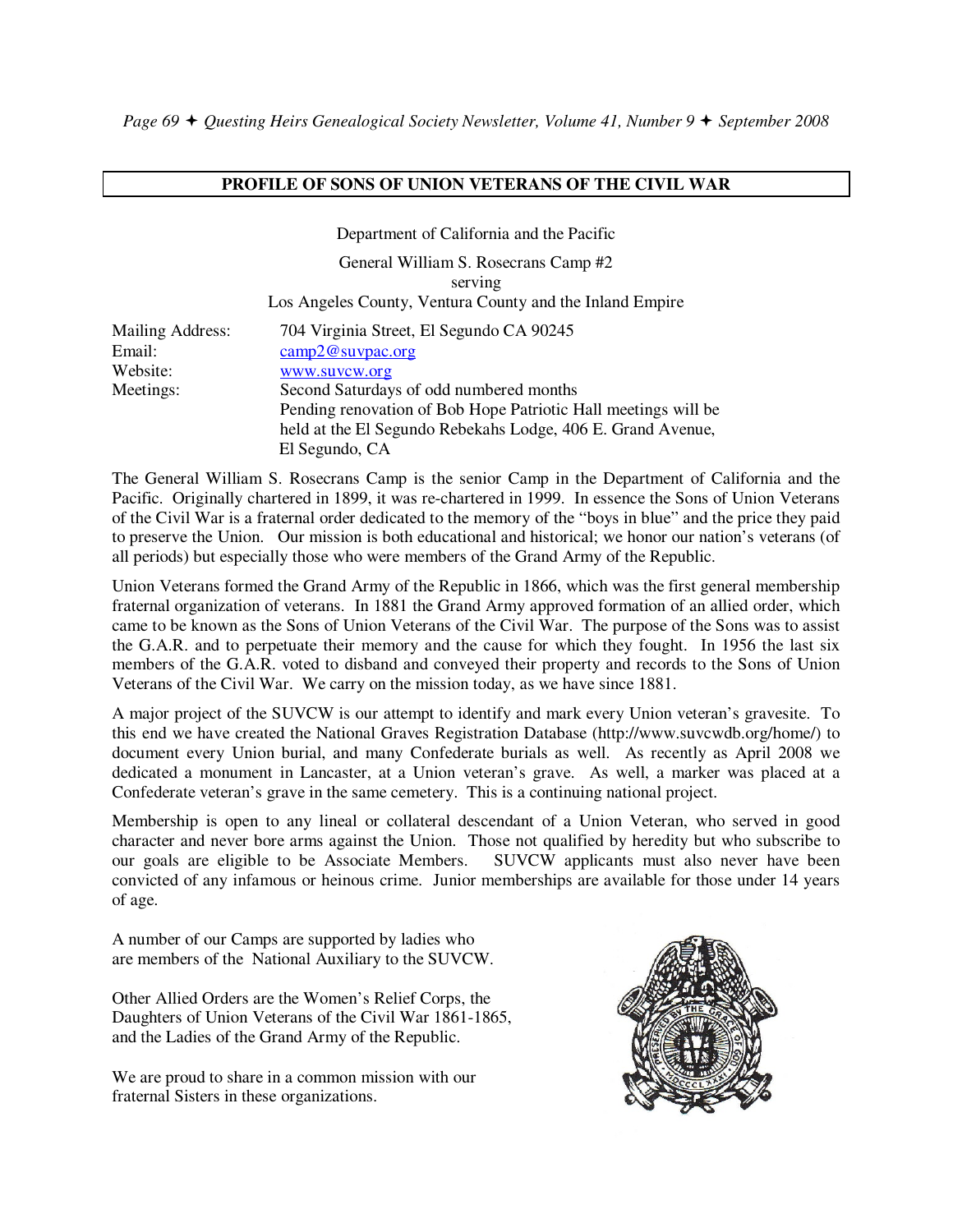## PROFILE OF SONS OF UNION VETERANS OF THE CIVIL WAR

Department of California and the Pacific

General William S. Rosecrans Camp #2
serving
Los Angeles County, Ventura County and the Inland Empire

| | |
|---|---|
| Mailing Address: | 704 Virginia Street, El Segundo CA 90245 |
| Email: | camp2@suvpac.org |
| Website: | www.suvcw.org |
| Meetings: | Second Saturdays of odd numbered months<br>Pending renovation of Bob Hope Patriotic Hall meetings will be held at the El Segundo Rebekahs Lodge, 406 E. Grand Avenue, El Segundo, CA |

The General William S. Rosecrans Camp is the senior Camp in the Department of California and the Pacific. Originally chartered in 1899, it was re-chartered in 1999. In essence the Sons of Union Veterans of the Civil War is a fraternal order dedicated to the memory of the "boys in blue" and the price they paid to preserve the Union. Our mission is both educational and historical; we honor our nation's veterans (of all periods) but especially those who were members of the Grand Army of the Republic.

Union Veterans formed the Grand Army of the Republic in 1866, which was the first general membership fraternal organization of veterans. In 1881 the Grand Army approved formation of an allied order, which came to be known as the Sons of Union Veterans of the Civil War. The purpose of the Sons was to assist the G.A.R. and to perpetuate their memory and the cause for which they fought. In 1956 the last six members of the G.A.R. voted to disband and conveyed their property and records to the Sons of Union Veterans of the Civil War. We carry on the mission today, as we have since 1881.

A major project of the SUVCW is our attempt to identify and mark every Union veteran's gravesite. To this end we have created the National Graves Registration Database (http://www.suvcwdb.org/home/) to document every Union burial, and many Confederate burials as well. As recently as April 2008 we dedicated a monument in Lancaster, at a Union veteran's grave. As well, a marker was placed at a Confederate veteran's grave in the same cemetery. This is a continuing national project.

Membership is open to any lineal or collateral descendant of a Union Veteran, who served in good character and never bore arms against the Union. Those not qualified by heredity but who subscribe to our goals are eligible to be Associate Members. SUVCW applicants must also never have been convicted of any infamous or heinous crime. Junior memberships are available for those under 14 years of age.

A number of our Camps are supported by ladies who are members of the National Auxiliary to the SUVCW.

Other Allied Orders are the Women's Relief Corps, the Daughters of Union Veterans of the Civil War 1861-1865, and the Ladies of the Grand Army of the Republic.

We are proud to share in a common mission with our fraternal Sisters in these organizations.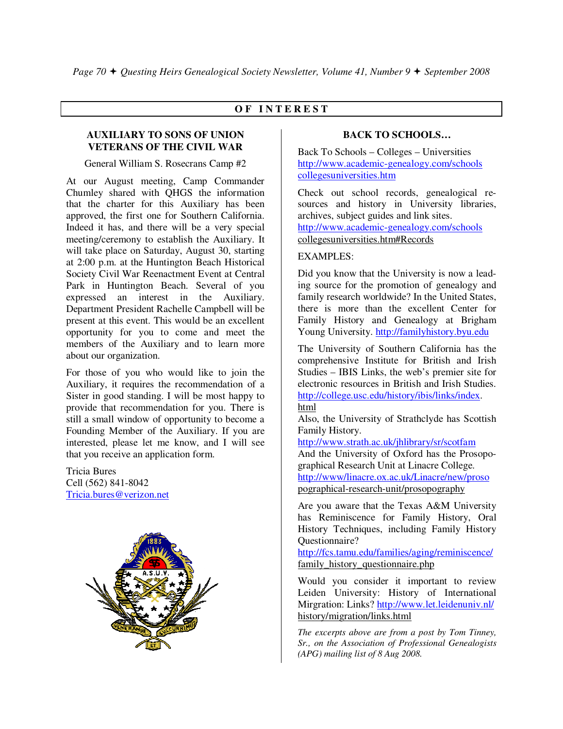## OF INTEREST

### AUXILIARY TO SONS OF UNION VETERANS OF THE CIVIL WAR

General William S. Rosecrans Camp #2

At our August meeting, Camp Commander Chumley shared with QHGS the information that the charter for this Auxiliary has been approved, the first one for Southern California. Indeed it has, and there will be a very special meeting/ceremony to establish the Auxiliary. It will take place on Saturday, August 30, starting at 2:00 p.m. at the Huntington Beach Historical Society Civil War Reenactment Event at Central Park in Huntington Beach. Several of you expressed an interest in the Auxiliary. Department President Rachelle Campbell will be present at this event. This would be an excellent opportunity for you to come and meet the members of the Auxiliary and to learn more about our organization.

For those of you who would like to join the Auxiliary, it requires the recommendation of a Sister in good standing. I will be most happy to provide that recommendation for you. There is still a small window of opportunity to become a Founding Member of the Auxiliary. If you are interested, please let me know, and I will see that you receive an application form.

Tricia Bures
Cell (562) 841-8042
Tricia.bures@verizon.net

### BACK TO SCHOOLS…

Back To Schools – Colleges – Universities
http://www.academic-genealogy.com/schoolscollegesuniversities.htm

Check out school records, genealogical resources and history in University libraries, archives, subject guides and link sites.
http://www.academic-genealogy.com/schoolscollegesuniversities.htm#Records

EXAMPLES:

Did you know that the University is now a leading source for the promotion of genealogy and family research worldwide? In the United States, there is more than the excellent Center for Family History and Genealogy at Brigham Young University. http://familyhistory.byu.edu

The University of Southern California has the comprehensive Institute for British and Irish Studies – IBIS Links, the web's premier site for electronic resources in British and Irish Studies.
http://college.usc.edu/history/ibis/links/index.html
Also, the University of Strathclyde has Scottish Family History.
http://www.strath.ac.uk/jhlibrary/sr/scotfam
And the University of Oxford has the Prosopographical Research Unit at Linacre College.
http://www/linacre.ox.ac.uk/Linacre/new/prosopographical-research-unit/prosopography

Are you aware that the Texas A&M University has Reminiscence for Family History, Oral History Techniques, including Family History Questionnaire?
http://fcs.tamu.edu/families/aging/reminiscence/family_history_questionnaire.php

Would you consider it important to review Leiden University: History of International Mirgration: Links? http://www.let.leidenuniv.nl/history/migration/links.html

*The excerpts above are from a post by Tom Tinney, Sr., on the Association of Professional Genealogists (APG) mailing list of 8 Aug 2008.*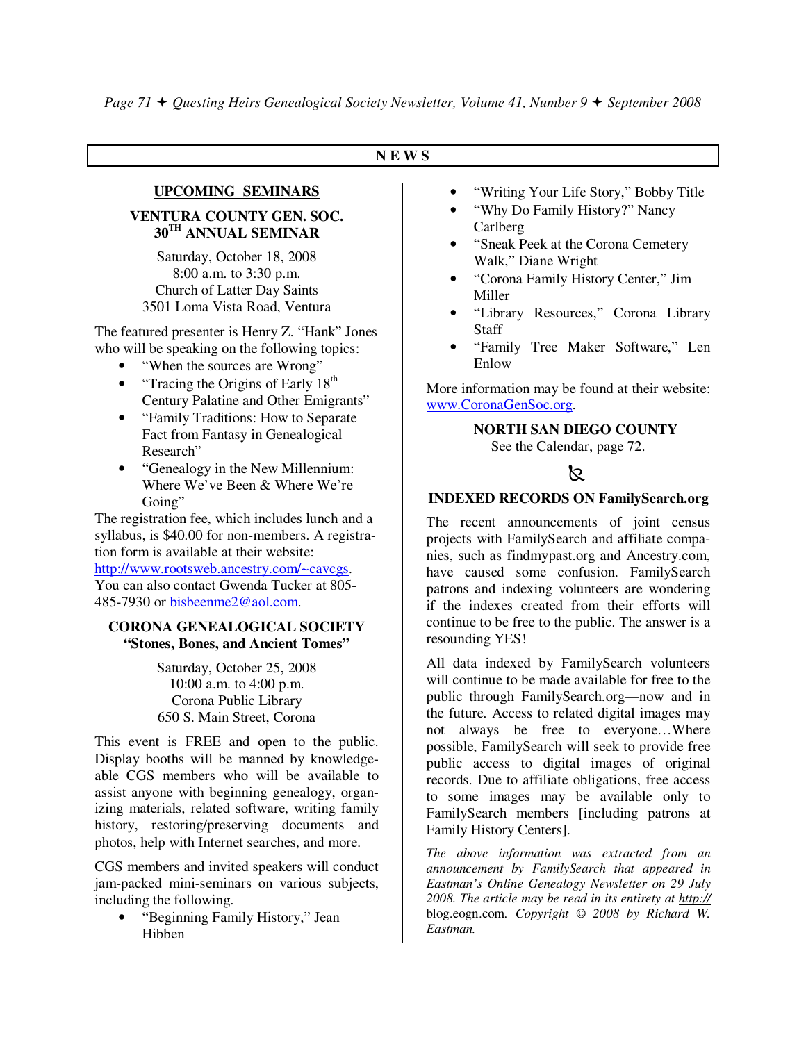# NEWS

## UPCOMING SEMINARS

### VENTURA COUNTY GEN. SOC. 30TH ANNUAL SEMINAR

Saturday, October 18, 2008
8:00 a.m. to 3:30 p.m.
Church of Latter Day Saints
3501 Loma Vista Road, Ventura

The featured presenter is Henry Z. "Hank" Jones who will be speaking on the following topics:

- "When the sources are Wrong"
- "Tracing the Origins of Early 18th Century Palatine and Other Emigrants"
- "Family Traditions: How to Separate Fact from Fantasy in Genealogical Research"
- "Genealogy in the New Millennium: Where We've Been & Where We're Going"

The registration fee, which includes lunch and a syllabus, is $40.00 for non-members. A registration form is available at their website: http://www.rootsweb.ancestry.com/~cavcgs. You can also contact Gwenda Tucker at 805-485-7930 or bisbeenme2@aol.com.

### CORONA GENEALOGICAL SOCIETY "Stones, Bones, and Ancient Tomes"

Saturday, October 25, 2008
10:00 a.m. to 4:00 p.m.
Corona Public Library
650 S. Main Street, Corona

This event is FREE and open to the public. Display booths will be manned by knowledgeable CGS members who will be available to assist anyone with beginning genealogy, organizing materials, related software, writing family history, restoring/preserving documents and photos, help with Internet searches, and more.

CGS members and invited speakers will conduct jam-packed mini-seminars on various subjects, including the following.

- "Beginning Family History," Jean Hibben
- "Writing Your Life Story," Bobby Title
- "Why Do Family History?" Nancy Carlberg
- "Sneak Peek at the Corona Cemetery Walk," Diane Wright
- "Corona Family History Center," Jim Miller
- "Library Resources," Corona Library Staff
- "Family Tree Maker Software," Len Enlow

More information may be found at their website: www.CoronaGenSoc.org.

### NORTH SAN DIEGO COUNTY

See the Calendar, page 72.

## INDEXED RECORDS ON FamilySearch.org

The recent announcements of joint census projects with FamilySearch and affiliate companies, such as findmypast.org and Ancestry.com, have caused some confusion. FamilySearch patrons and indexing volunteers are wondering if the indexes created from their efforts will continue to be free to the public. The answer is a resounding YES!

All data indexed by FamilySearch volunteers will continue to be made available for free to the public through FamilySearch.org—now and in the future. Access to related digital images may not always be free to everyone…Where possible, FamilySearch will seek to provide free public access to digital images of original records. Due to affiliate obligations, free access to some images may be available only to FamilySearch members [including patrons at Family History Centers].

*The above information was extracted from an announcement by FamilySearch that appeared in Eastman's Online Genealogy Newsletter on 29 July 2008. The article may be read in its entirety at http://blog.eogn.com. Copyright © 2008 by Richard W. Eastman.*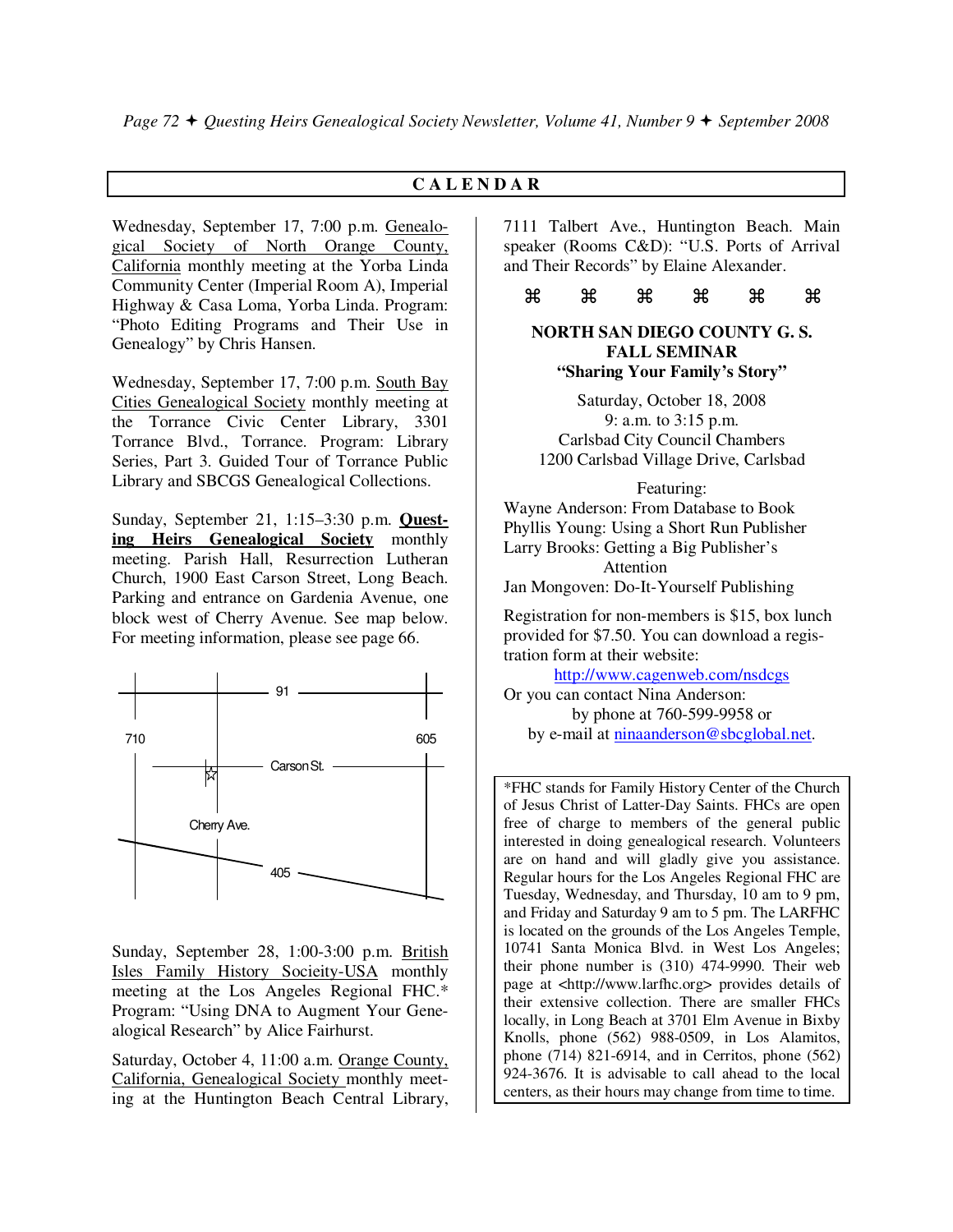## CALENDAR

Wednesday, September 17, 7:00 p.m. Genealogical Society of North Orange County, California monthly meeting at the Yorba Linda Community Center (Imperial Room A), Imperial Highway & Casa Loma, Yorba Linda. Program: "Photo Editing Programs and Their Use in Genealogy" by Chris Hansen.

Wednesday, September 17, 7:00 p.m. South Bay Cities Genealogical Society monthly meeting at the Torrance Civic Center Library, 3301 Torrance Blvd., Torrance. Program: Library Series, Part 3. Guided Tour of Torrance Public Library and SBCGS Genealogical Collections.

Sunday, September 21, 1:15–3:30 p.m. **Questing Heirs Genealogical Society** monthly meeting. Parish Hall, Resurrection Lutheran Church, 1900 East Carson Street, Long Beach. Parking and entrance on Gardenia Avenue, one block west of Cherry Avenue. See map below. For meeting information, please see page 66.

91

710

605

Carson St.

Cherry Ave.

405

Sunday, September 28, 1:00-3:00 p.m. British Isles Family History Socieity-USA monthly meeting at the Los Angeles Regional FHC.* Program: "Using DNA to Augment Your Genealogical Research" by Alice Fairhurst.

Saturday, October 4, 11:00 a.m. Orange County, California, Genealogical Society monthly meeting at the Huntington Beach Central Library, 7111 Talbert Ave., Huntington Beach. Main speaker (Rooms C&D): "U.S. Ports of Arrival and Their Records" by Elaine Alexander.

⌘ ⌘ ⌘ ⌘ ⌘ ⌘

**NORTH SAN DIEGO COUNTY G. S.**
**FALL SEMINAR**
**"Sharing Your Family's Story"**

Saturday, October 18, 2008
9: a.m. to 3:15 p.m.
Carlsbad City Council Chambers
1200 Carlsbad Village Drive, Carlsbad

Featuring:
Wayne Anderson: From Database to Book
Phyllis Young: Using a Short Run Publisher
Larry Brooks: Getting a Big Publisher's Attention
Jan Mongoven: Do-It-Yourself Publishing

Registration for non-members is $15, box lunch provided for $7.50. You can download a registration form at their website:
http://www.cagenweb.com/nsdcgs
Or you can contact Nina Anderson:
by phone at 760-599-9958 or
by e-mail at ninaanderson@sbcglobal.net.

*FHC stands for Family History Center of the Church of Jesus Christ of Latter-Day Saints. FHCs are open free of charge to members of the general public interested in doing genealogical research. Volunteers are on hand and will gladly give you assistance. Regular hours for the Los Angeles Regional FHC are Tuesday, Wednesday, and Thursday, 10 am to 9 pm, and Friday and Saturday 9 am to 5 pm. The LARFHC is located on the grounds of the Los Angeles Temple, 10741 Santa Monica Blvd. in West Los Angeles; their phone number is (310) 474-9990. Their web page at <http://www.larfhc.org> provides details of their extensive collection. There are smaller FHCs locally, in Long Beach at 3701 Elm Avenue in Bixby Knolls, phone (562) 988-0509, in Los Alamitos, phone (714) 821-6914, and in Cerritos, phone (562) 924-3676. It is advisable to call ahead to the local centers, as their hours may change from time to time.